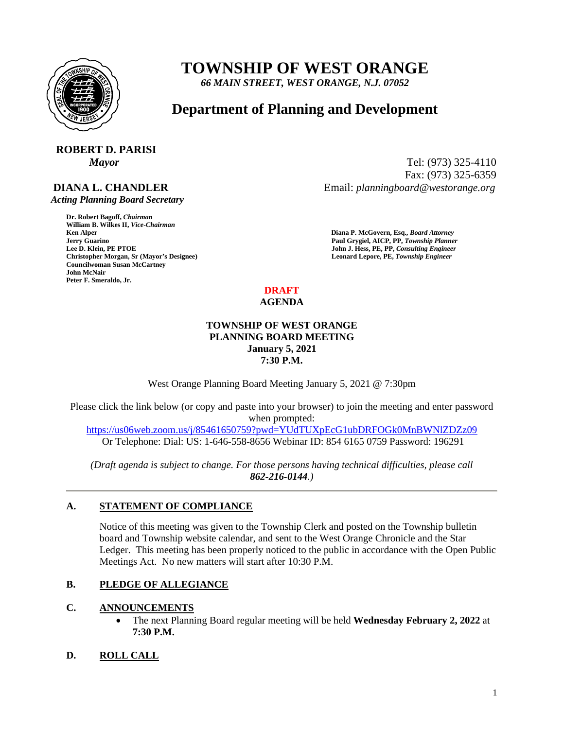# TOWNSHIP OF WEST ORANGE

*66 MAIN STREET, WEST ORANGE, N.J. 07052*

## Department of Planning and Development

**ROBERT D. PARISI**
***Mayor***

**DIANA L. CHANDLER**
***Acting Planning Board Secretary***

Tel: (973) 325-4110
Fax: (973) 325-6359
Email: *planningboard@westorange.org*

**Dr. Robert Bagoff, *Chairman***
**William B. Wilkes II, *Vice-Chairman***
**Ken Alper**
**Jerry Guarino**
**Lee D. Klein, PE PTOE**
**Christopher Morgan, Sr (Mayor's Designee)**
**Councilwoman Susan McCartney**
**John McNair**
**Peter F. Smeraldo, Jr.**

**Diana P. McGovern, Esq., *Board Attorney***
**Paul Grygiel, AICP, PP, *Township Planner***
**John J. Hess, PE, PP, *Consulting Engineer***
**Leonard Lepore, PE, *Township Engineer***

**DRAFT**
**AGENDA**

**TOWNSHIP OF WEST ORANGE**
**PLANNING BOARD MEETING**
**January 5, 2021**
**7:30 P.M.**

West Orange Planning Board Meeting January 5, 2021 @ 7:30pm

Please click the link below (or copy and paste into your browser) to join the meeting and enter password when prompted:
https://us06web.zoom.us/j/85461650759?pwd=YUdTUXpEcG1ubDRFOGk0MnBWNlZDZz09
Or Telephone: Dial: US: 1-646-558-8656 Webinar ID: 854 6165 0759 Password: 196291

*(Draft agenda is subject to change. For those persons having technical difficulties, please call **862-216-0144**.)*

---

### A. STATEMENT OF COMPLIANCE

Notice of this meeting was given to the Township Clerk and posted on the Township bulletin board and Township website calendar, and sent to the West Orange Chronicle and the Star Ledger. This meeting has been properly noticed to the public in accordance with the Open Public Meetings Act. No new matters will start after 10:30 P.M.

### B. PLEDGE OF ALLEGIANCE

### C. ANNOUNCEMENTS

- The next Planning Board regular meeting will be held **Wednesday February 2, 2022** at **7:30 P.M.**

### D. ROLL CALL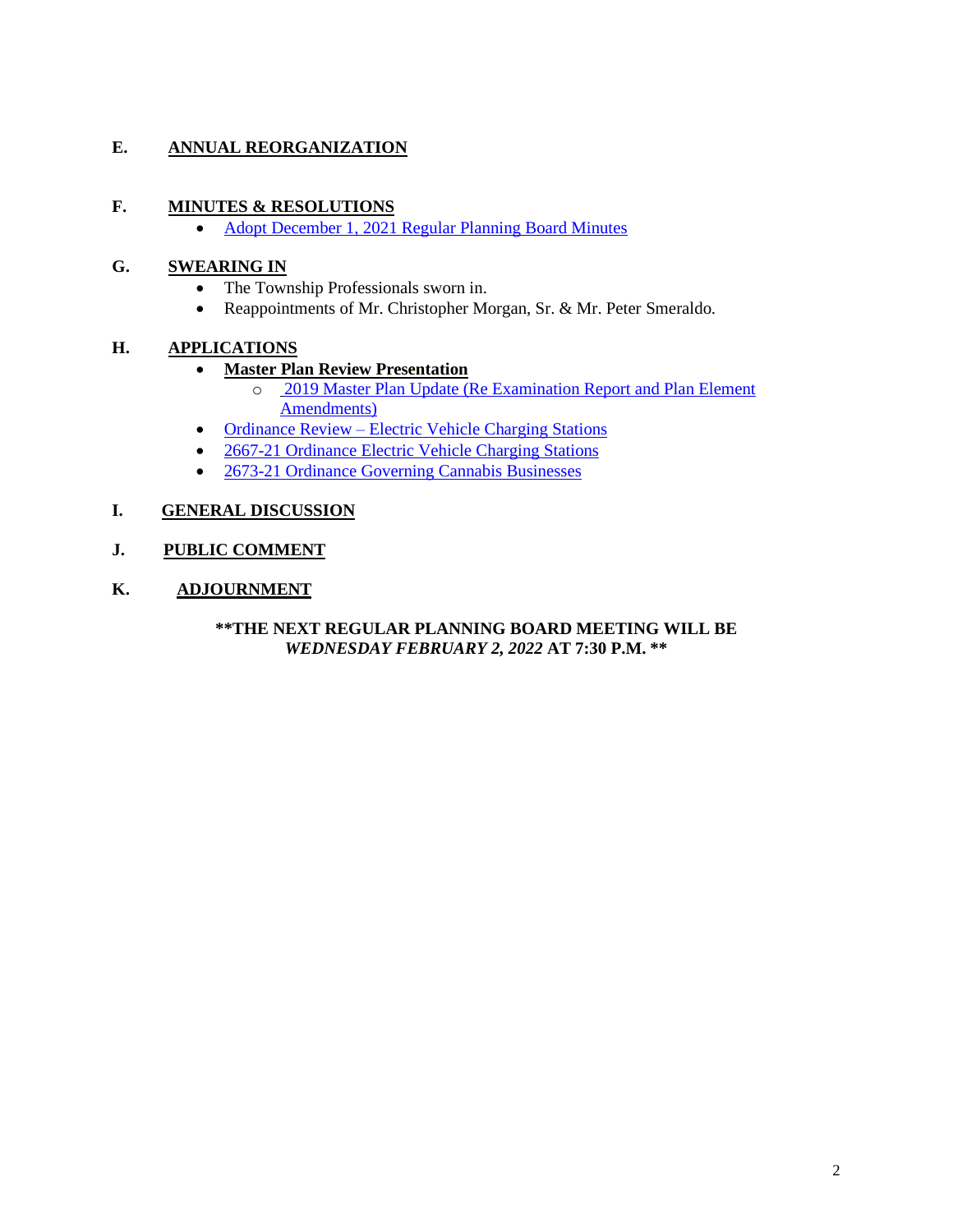## E. ANNUAL REORGANIZATION

## F. MINUTES & RESOLUTIONS

- Adopt December 1, 2021 Regular Planning Board Minutes

## G. SWEARING IN

- The Township Professionals sworn in.
- Reappointments of Mr. Christopher Morgan, Sr. & Mr. Peter Smeraldo.

## H. APPLICATIONS

- **Master Plan Review Presentation**
  - 2019 Master Plan Update (Re Examination Report and Plan Element Amendments)
- Ordinance Review – Electric Vehicle Charging Stations
- 2667-21 Ordinance Electric Vehicle Charging Stations
- 2673-21 Ordinance Governing Cannabis Businesses

## I. GENERAL DISCUSSION

## J. PUBLIC COMMENT

## K. ADJOURNMENT

**\*\*THE NEXT REGULAR PLANNING BOARD MEETING WILL BE *WEDNESDAY FEBRUARY 2, 2022* AT 7:30 P.M. \*\***